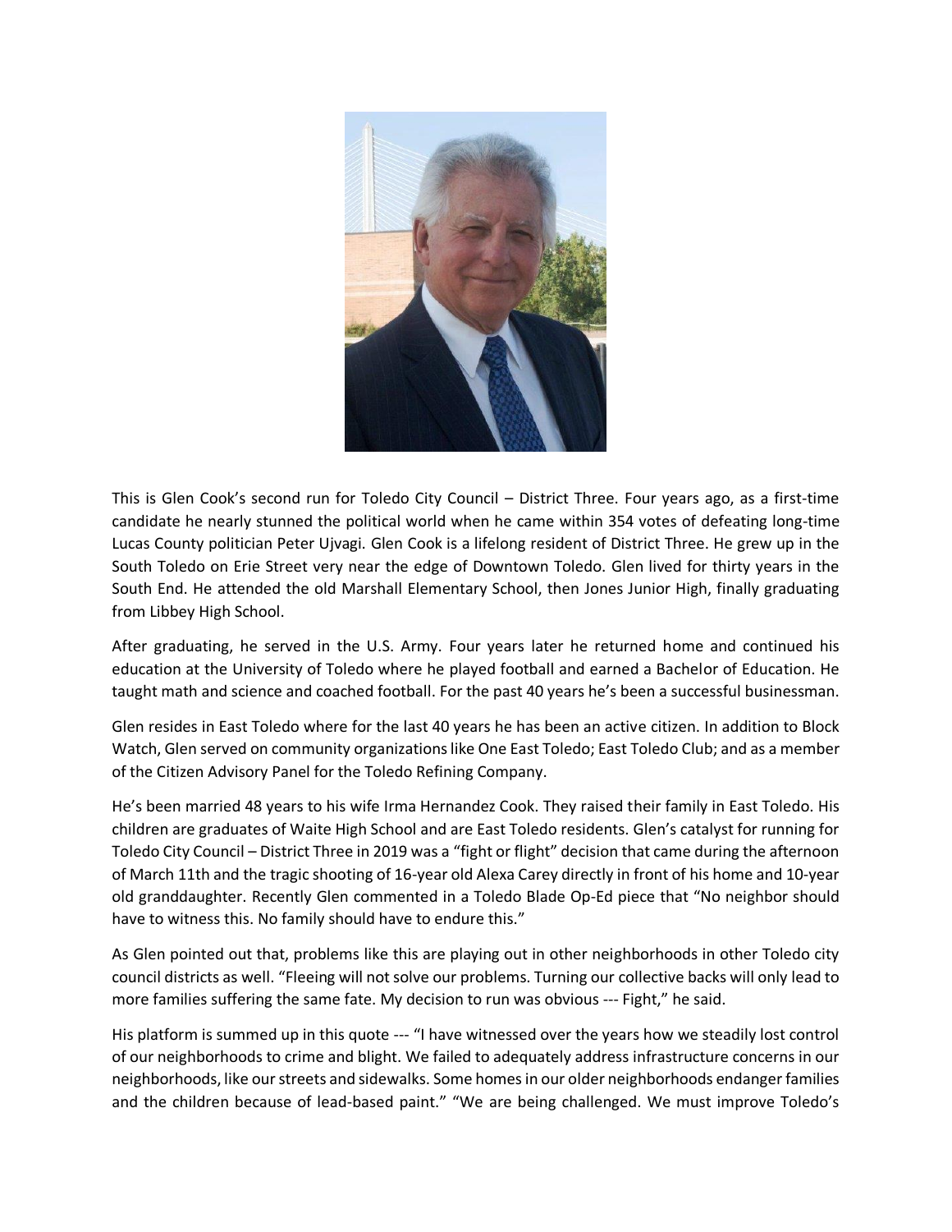This is Glen Cook's second run for Toledo City Council – District Three. Four years ago, as a first-time candidate he nearly stunned the political world when he came within 354 votes of defeating long-time Lucas County politician Peter Ujvagi. Glen Cook is a lifelong resident of District Three. He grew up in the South Toledo on Erie Street very near the edge of Downtown Toledo. Glen lived for thirty years in the South End. He attended the old Marshall Elementary School, then Jones Junior High, finally graduating from Libbey High School.

After graduating, he served in the U.S. Army. Four years later he returned home and continued his education at the University of Toledo where he played football and earned a Bachelor of Education. He taught math and science and coached football. For the past 40 years he's been a successful businessman.

Glen resides in East Toledo where for the last 40 years he has been an active citizen. In addition to Block Watch, Glen served on community organizations like One East Toledo; East Toledo Club; and as a member of the Citizen Advisory Panel for the Toledo Refining Company.

He's been married 48 years to his wife Irma Hernandez Cook. They raised their family in East Toledo. His children are graduates of Waite High School and are East Toledo residents. Glen's catalyst for running for Toledo City Council – District Three in 2019 was a "fight or flight" decision that came during the afternoon of March 11th and the tragic shooting of 16-year old Alexa Carey directly in front of his home and 10-year old granddaughter. Recently Glen commented in a Toledo Blade Op-Ed piece that "No neighbor should have to witness this. No family should have to endure this."

As Glen pointed out that, problems like this are playing out in other neighborhoods in other Toledo city council districts as well. "Fleeing will not solve our problems. Turning our collective backs will only lead to more families suffering the same fate. My decision to run was obvious --- Fight," he said.

His platform is summed up in this quote --- "I have witnessed over the years how we steadily lost control of our neighborhoods to crime and blight. We failed to adequately address infrastructure concerns in our neighborhoods, like our streets and sidewalks. Some homes in our older neighborhoods endanger families and the children because of lead-based paint." "We are being challenged. We must improve Toledo's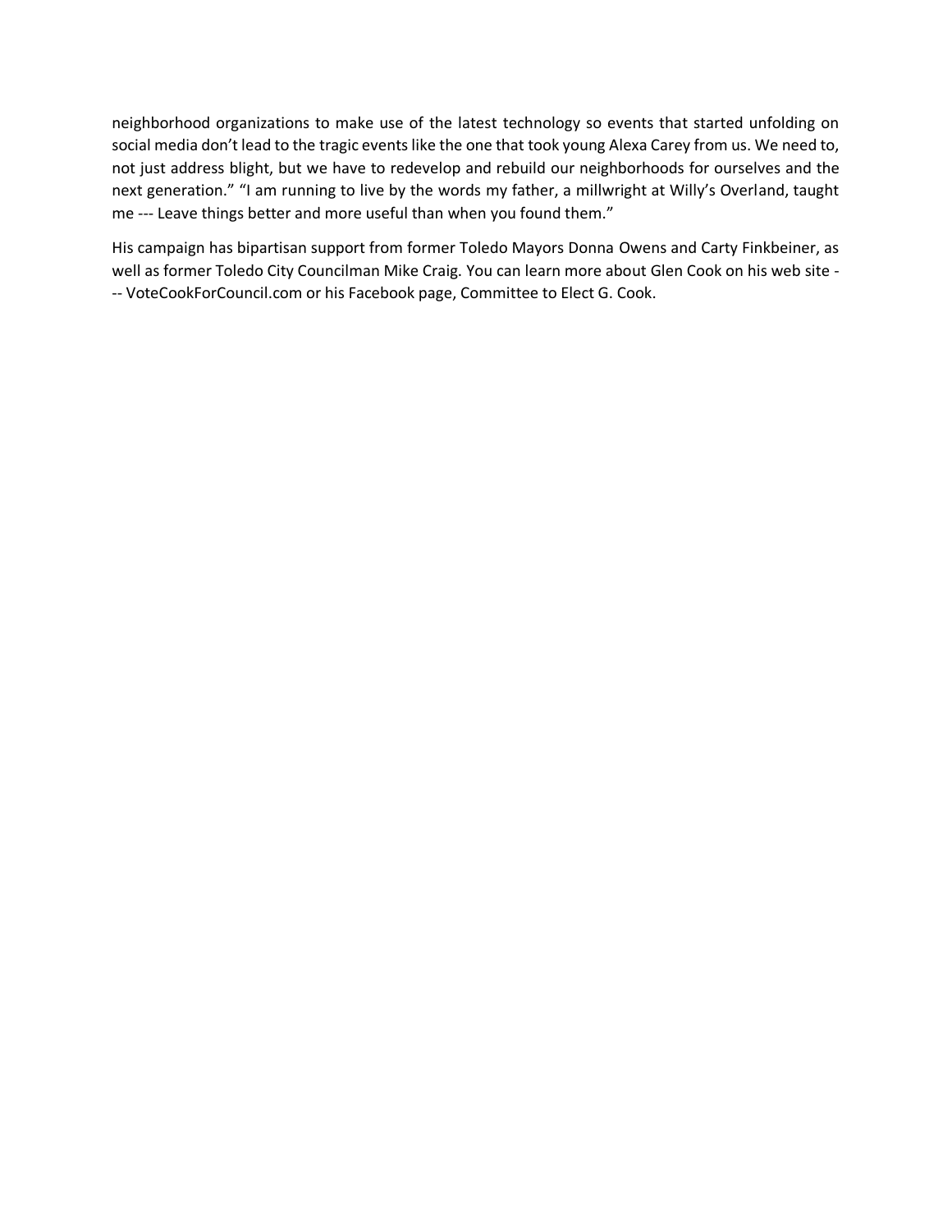neighborhood organizations to make use of the latest technology so events that started unfolding on social media don't lead to the tragic events like the one that took young Alexa Carey from us. We need to, not just address blight, but we have to redevelop and rebuild our neighborhoods for ourselves and the next generation." "I am running to live by the words my father, a millwright at Willy's Overland, taught me --- Leave things better and more useful than when you found them."

His campaign has bipartisan support from former Toledo Mayors Donna Owens and Carty Finkbeiner, as well as former Toledo City Councilman Mike Craig. You can learn more about Glen Cook on his web site --- VoteCookForCouncil.com or his Facebook page, Committee to Elect G. Cook.